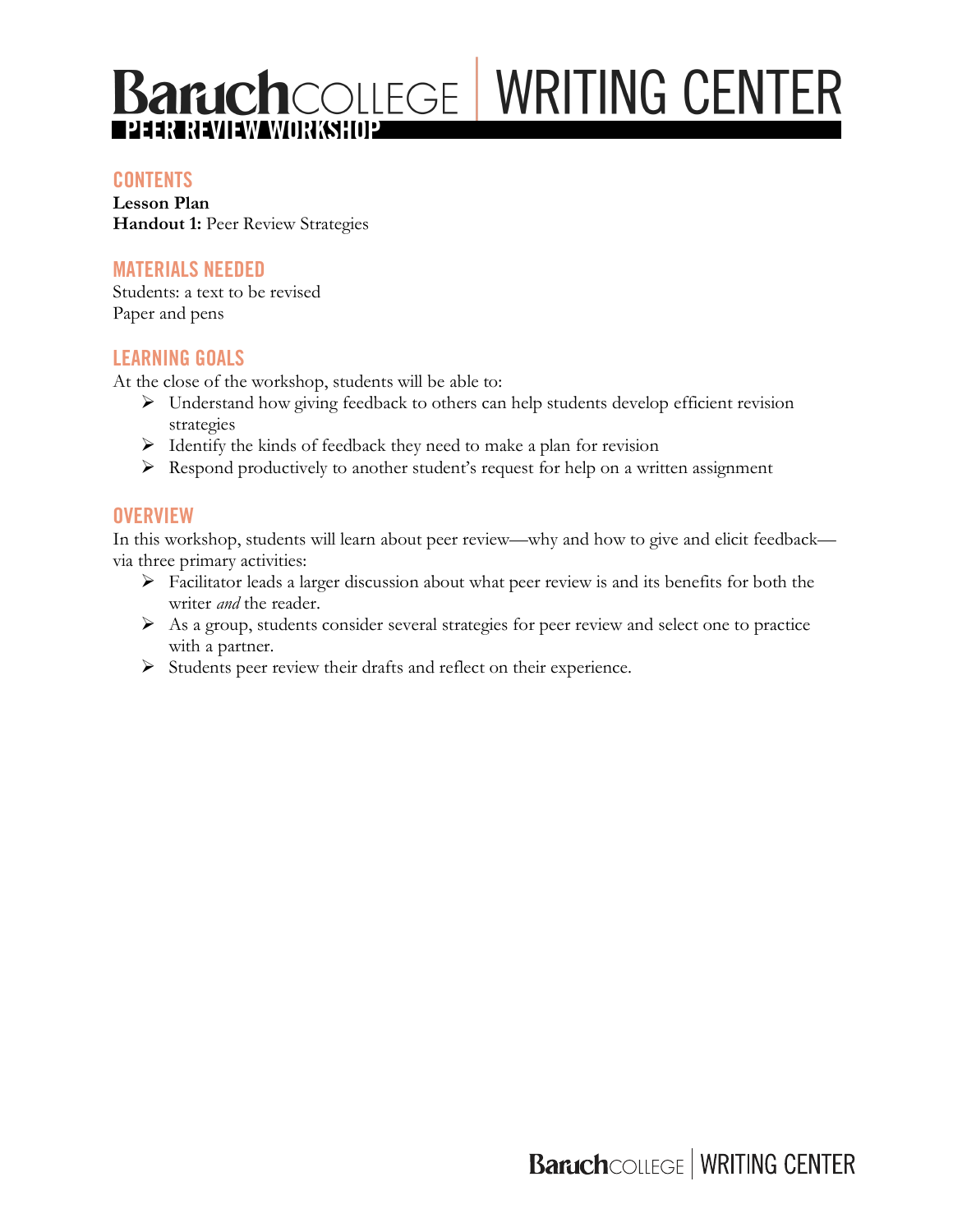# Baruch COLLEGE | WRITING CENTER

## PEER REVIEW WORKSHOP

### CONTENTS

**Lesson Plan**
**Handout 1:** Peer Review Strategies

### MATERIALS NEEDED

Students: a text to be revised
Paper and pens

### LEARNING GOALS

At the close of the workshop, students will be able to:

- Understand how giving feedback to others can help students develop efficient revision strategies
- Identify the kinds of feedback they need to make a plan for revision
- Respond productively to another student's request for help on a written assignment

### OVERVIEW

In this workshop, students will learn about peer review—why and how to give and elicit feedback—via three primary activities:

- Facilitator leads a larger discussion about what peer review is and its benefits for both the writer *and* the reader.
- As a group, students consider several strategies for peer review and select one to practice with a partner.
- Students peer review their drafts and reflect on their experience.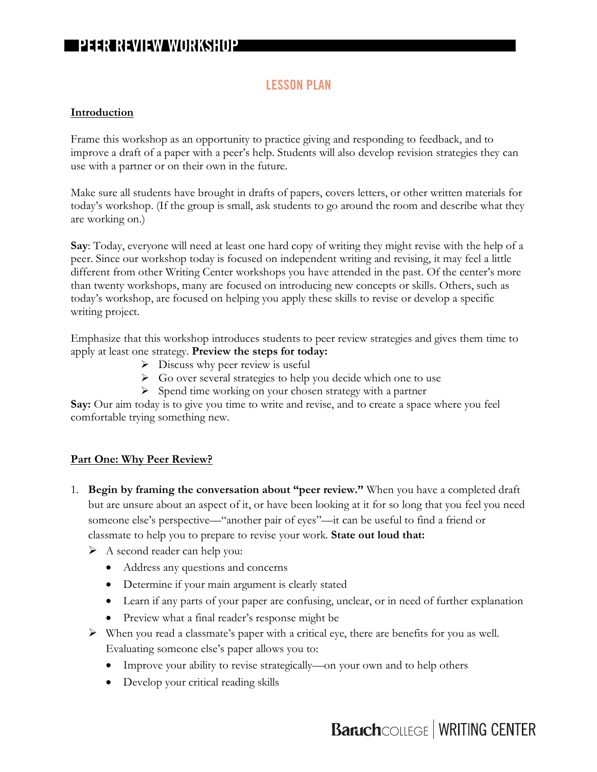# PEER REVIEW WORKSHOP

## LESSON PLAN

**Introduction**

Frame this workshop as an opportunity to practice giving and responding to feedback, and to improve a draft of a paper with a peer's help. Students will also develop revision strategies they can use with a partner or on their own in the future.

Make sure all students have brought in drafts of papers, covers letters, or other written materials for today's workshop. (If the group is small, ask students to go around the room and describe what they are working on.)

**Say**: Today, everyone will need at least one hard copy of writing they might revise with the help of a peer. Since our workshop today is focused on independent writing and revising, it may feel a little different from other Writing Center workshops you have attended in the past. Of the center's more than twenty workshops, many are focused on introducing new concepts or skills. Others, such as today's workshop, are focused on helping you apply these skills to revise or develop a specific writing project.

Emphasize that this workshop introduces students to peer review strategies and gives them time to apply at least one strategy. **Preview the steps for today:**

- Discuss why peer review is useful
- Go over several strategies to help you decide which one to use
- Spend time working on your chosen strategy with a partner

**Say:** Our aim today is to give you time to write and revise, and to create a space where you feel comfortable trying something new.

**Part One: Why Peer Review?**

1. **Begin by framing the conversation about "peer review."** When you have a completed draft but are unsure about an aspect of it, or have been looking at it for so long that you feel you need someone else's perspective—"another pair of eyes"—it can be useful to find a friend or classmate to help you to prepare to revise your work. **State out loud that:**
   - A second reader can help you:
     - Address any questions and concerns
     - Determine if your main argument is clearly stated
     - Learn if any parts of your paper are confusing, unclear, or in need of further explanation
     - Preview what a final reader's response might be
   - When you read a classmate's paper with a critical eye, there are benefits for you as well. Evaluating someone else's paper allows you to:
     - Improve your ability to revise strategically—on your own and to help others
     - Develop your critical reading skills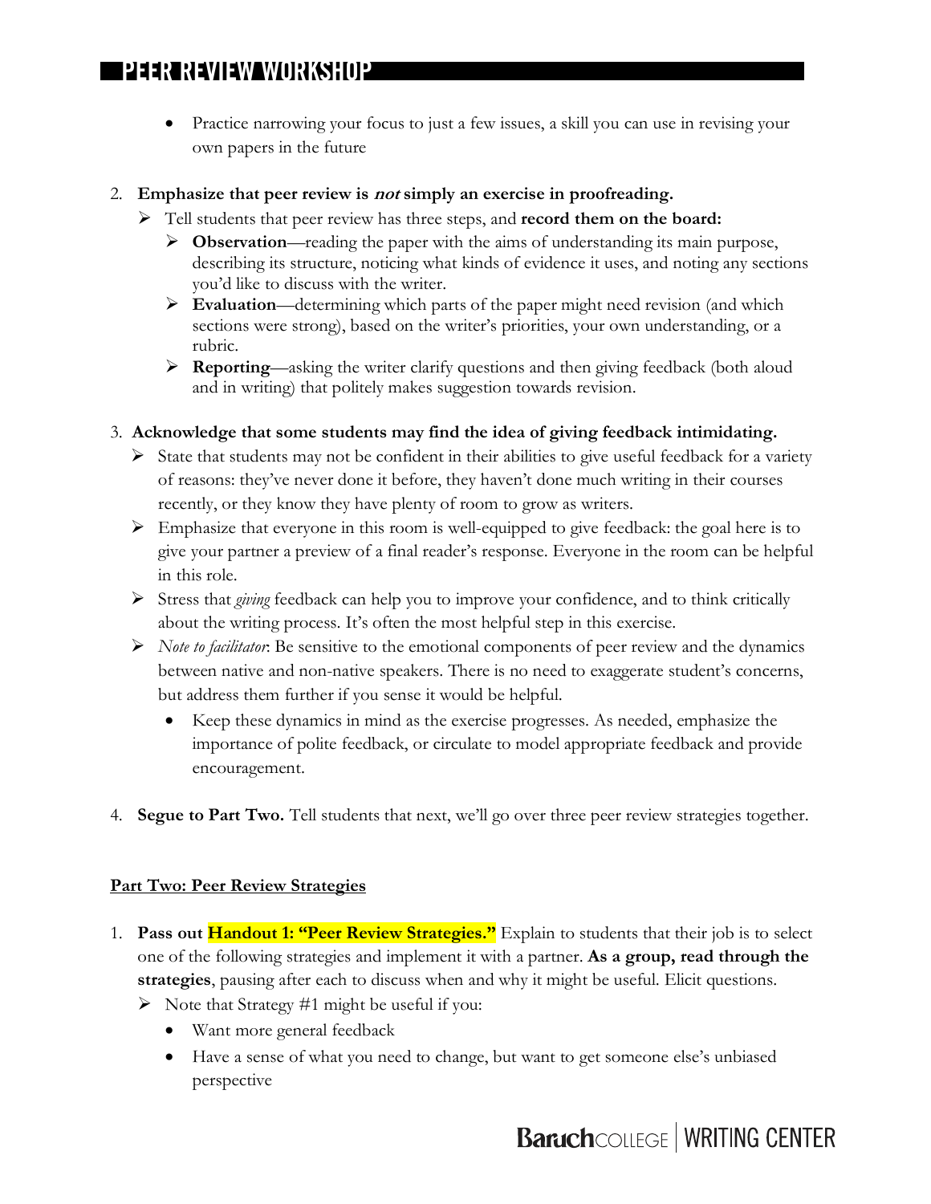- Practice narrowing your focus to just a few issues, a skill you can use in revising your own papers in the future

2. **Emphasize that peer review is *not* simply an exercise in proofreading.**
   - Tell students that peer review has three steps, and **record them on the board:**
     - **Observation**—reading the paper with the aims of understanding its main purpose, describing its structure, noticing what kinds of evidence it uses, and noting any sections you'd like to discuss with the writer.
     - **Evaluation**—determining which parts of the paper might need revision (and which sections were strong), based on the writer's priorities, your own understanding, or a rubric.
     - **Reporting**—asking the writer clarify questions and then giving feedback (both aloud and in writing) that politely makes suggestion towards revision.

3. **Acknowledge that some students may find the idea of giving feedback intimidating.**
   - State that students may not be confident in their abilities to give useful feedback for a variety of reasons: they've never done it before, they haven't done much writing in their courses recently, or they know they have plenty of room to grow as writers.
   - Emphasize that everyone in this room is well-equipped to give feedback: the goal here is to give your partner a preview of a final reader's response. Everyone in the room can be helpful in this role.
   - Stress that *giving* feedback can help you to improve your confidence, and to think critically about the writing process. It's often the most helpful step in this exercise.
   - *Note to facilitator*: Be sensitive to the emotional components of peer review and the dynamics between native and non-native speakers. There is no need to exaggerate student's concerns, but address them further if you sense it would be helpful.
     - Keep these dynamics in mind as the exercise progresses. As needed, emphasize the importance of polite feedback, or circulate to model appropriate feedback and provide encouragement.

4. **Segue to Part Two.** Tell students that next, we'll go over three peer review strategies together.

## Part Two: Peer Review Strategies

1. **Pass out Handout 1: "Peer Review Strategies."** Explain to students that their job is to select one of the following strategies and implement it with a partner. **As a group, read through the strategies**, pausing after each to discuss when and why it might be useful. Elicit questions.
   - Note that Strategy #1 might be useful if you:
     - Want more general feedback
     - Have a sense of what you need to change, but want to get someone else's unbiased perspective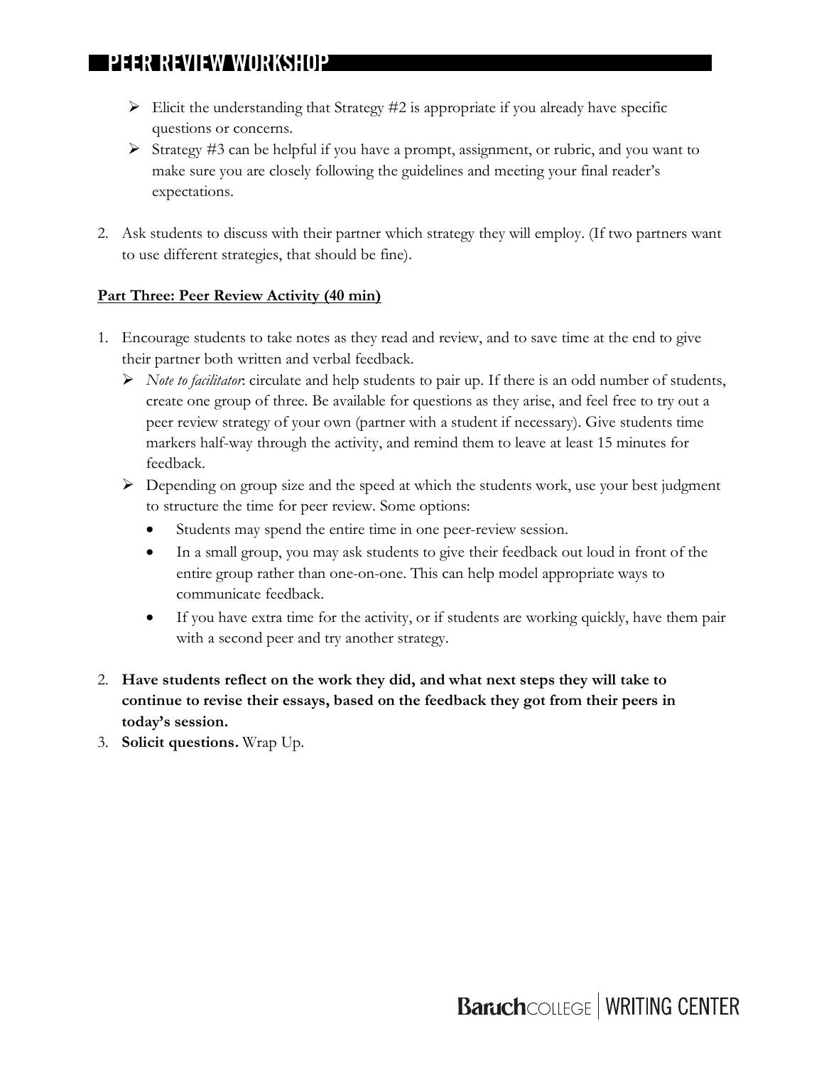- Elicit the understanding that Strategy #2 is appropriate if you already have specific questions or concerns.
- Strategy #3 can be helpful if you have a prompt, assignment, or rubric, and you want to make sure you are closely following the guidelines and meeting your final reader's expectations.

2. Ask students to discuss with their partner which strategy they will employ. (If two partners want to use different strategies, that should be fine).

**Part Three: Peer Review Activity (40 min)**

1. Encourage students to take notes as they read and review, and to save time at the end to give their partner both written and verbal feedback.
   - *Note to facilitator*: circulate and help students to pair up. If there is an odd number of students, create one group of three. Be available for questions as they arise, and feel free to try out a peer review strategy of your own (partner with a student if necessary). Give students time markers half-way through the activity, and remind them to leave at least 15 minutes for feedback.
   - Depending on group size and the speed at which the students work, use your best judgment to structure the time for peer review. Some options:
     - Students may spend the entire time in one peer-review session.
     - In a small group, you may ask students to give their feedback out loud in front of the entire group rather than one-on-one. This can help model appropriate ways to communicate feedback.
     - If you have extra time for the activity, or if students are working quickly, have them pair with a second peer and try another strategy.
2. **Have students reflect on the work they did, and what next steps they will take to continue to revise their essays, based on the feedback they got from their peers in today's session.**
3. **Solicit questions.** Wrap Up.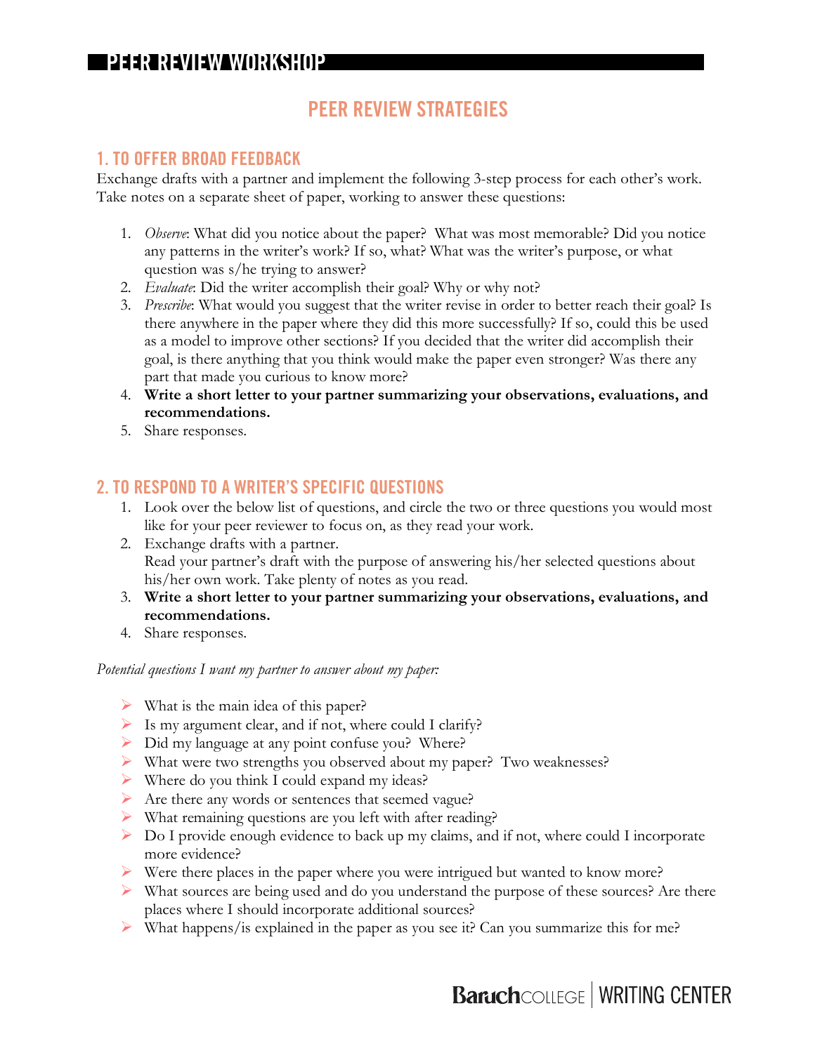# PEER REVIEW STRATEGIES

## 1. TO OFFER BROAD FEEDBACK

Exchange drafts with a partner and implement the following 3-step process for each other's work. Take notes on a separate sheet of paper, working to answer these questions:

1. *Observe*: What did you notice about the paper? What was most memorable? Did you notice any patterns in the writer's work? If so, what? What was the writer's purpose, or what question was s/he trying to answer?
2. *Evaluate*: Did the writer accomplish their goal? Why or why not?
3. *Prescribe*: What would you suggest that the writer revise in order to better reach their goal? Is there anywhere in the paper where they did this more successfully? If so, could this be used as a model to improve other sections? If you decided that the writer did accomplish their goal, is there anything that you think would make the paper even stronger? Was there any part that made you curious to know more?
4. **Write a short letter to your partner summarizing your observations, evaluations, and recommendations.**
5. Share responses.

## 2. TO RESPOND TO A WRITER'S SPECIFIC QUESTIONS

1. Look over the below list of questions, and circle the two or three questions you would most like for your peer reviewer to focus on, as they read your work.
2. Exchange drafts with a partner.
   Read your partner's draft with the purpose of answering his/her selected questions about his/her own work. Take plenty of notes as you read.
3. **Write a short letter to your partner summarizing your observations, evaluations, and recommendations.**
4. Share responses.

*Potential questions I want my partner to answer about my paper:*

- What is the main idea of this paper?
- Is my argument clear, and if not, where could I clarify?
- Did my language at any point confuse you? Where?
- What were two strengths you observed about my paper? Two weaknesses?
- Where do you think I could expand my ideas?
- Are there any words or sentences that seemed vague?
- What remaining questions are you left with after reading?
- Do I provide enough evidence to back up my claims, and if not, where could I incorporate more evidence?
- Were there places in the paper where you were intrigued but wanted to know more?
- What sources are being used and do you understand the purpose of these sources? Are there places where I should incorporate additional sources?
- What happens/is explained in the paper as you see it? Can you summarize this for me?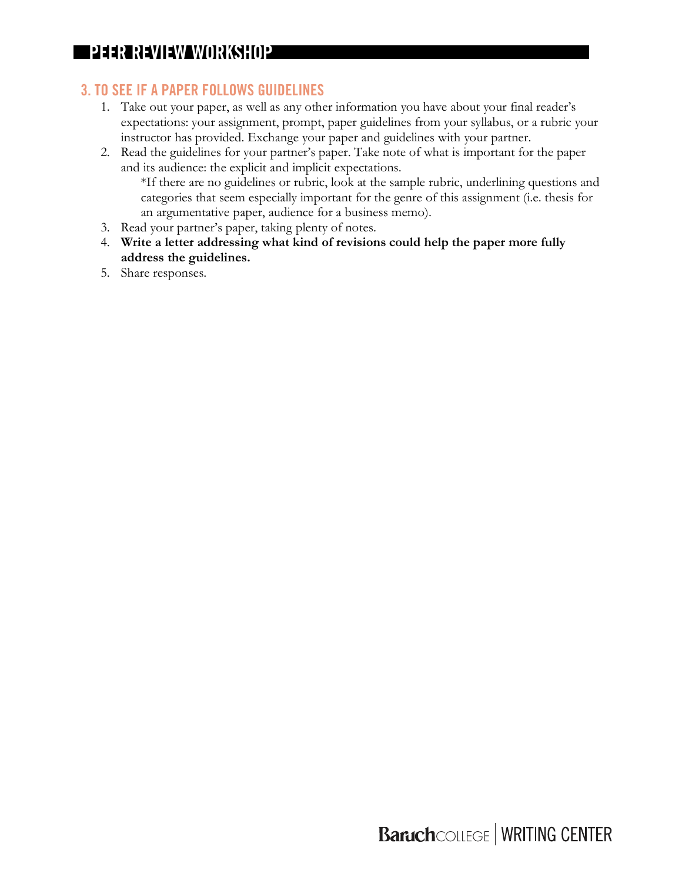## 3. TO SEE IF A PAPER FOLLOWS GUIDELINES

1. Take out your paper, as well as any other information you have about your final reader's expectations: your assignment, prompt, paper guidelines from your syllabus, or a rubric your instructor has provided. Exchange your paper and guidelines with your partner.
2. Read the guidelines for your partner's paper. Take note of what is important for the paper and its audience: the explicit and implicit expectations.

   *If there are no guidelines or rubric, look at the sample rubric, underlining questions and categories that seem especially important for the genre of this assignment (i.e. thesis for an argumentative paper, audience for a business memo).
3. Read your partner's paper, taking plenty of notes.
4. **Write a letter addressing what kind of revisions could help the paper more fully address the guidelines.**
5. Share responses.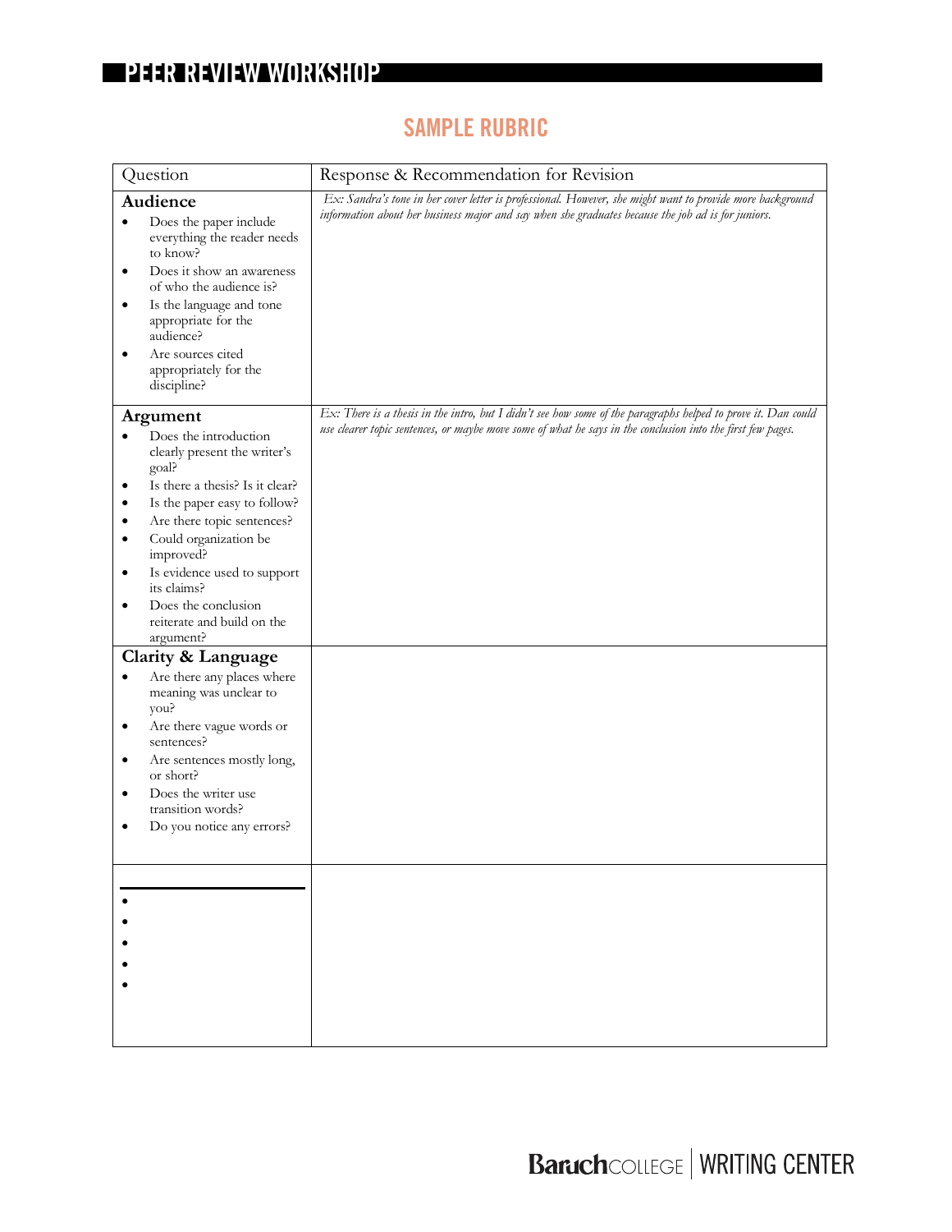# PEER REVIEW WORKSHOP

## SAMPLE RUBRIC

| Question | Response & Recommendation for Revision |
|---|---|
| **Audience**<br>• Does the paper include everything the reader needs to know?<br>• Does it show an awareness of who the audience is?<br>• Is the language and tone appropriate for the audience?<br>• Are sources cited appropriately for the discipline? | *Ex: Sandra's tone in her cover letter is professional. However, she might want to provide more background information about her business major and say when she graduates because the job ad is for juniors.* |
| **Argument**<br>• Does the introduction clearly present the writer's goal?<br>• Is there a thesis? Is it clear?<br>• Is the paper easy to follow?<br>• Are there topic sentences?<br>• Could organization be improved?<br>• Is evidence used to support its claims?<br>• Does the conclusion reiterate and build on the argument? | *Ex: There is a thesis in the intro, but I didn't see how some of the paragraphs helped to prove it. Dan could use clearer topic sentences, or maybe move some of what he says in the conclusion into the first few pages.* |
| **Clarity & Language**<br>• Are there any places where meaning was unclear to you?<br>• Are there vague words or sentences?<br>• Are sentences mostly long, or short?<br>• Does the writer use transition words?<br>• Do you notice any errors? | |
| \_\_\_\_\_\_\_\_\_\_\_\_\_\_\_\_<br>•<br>•<br>•<br>•<br>• | |